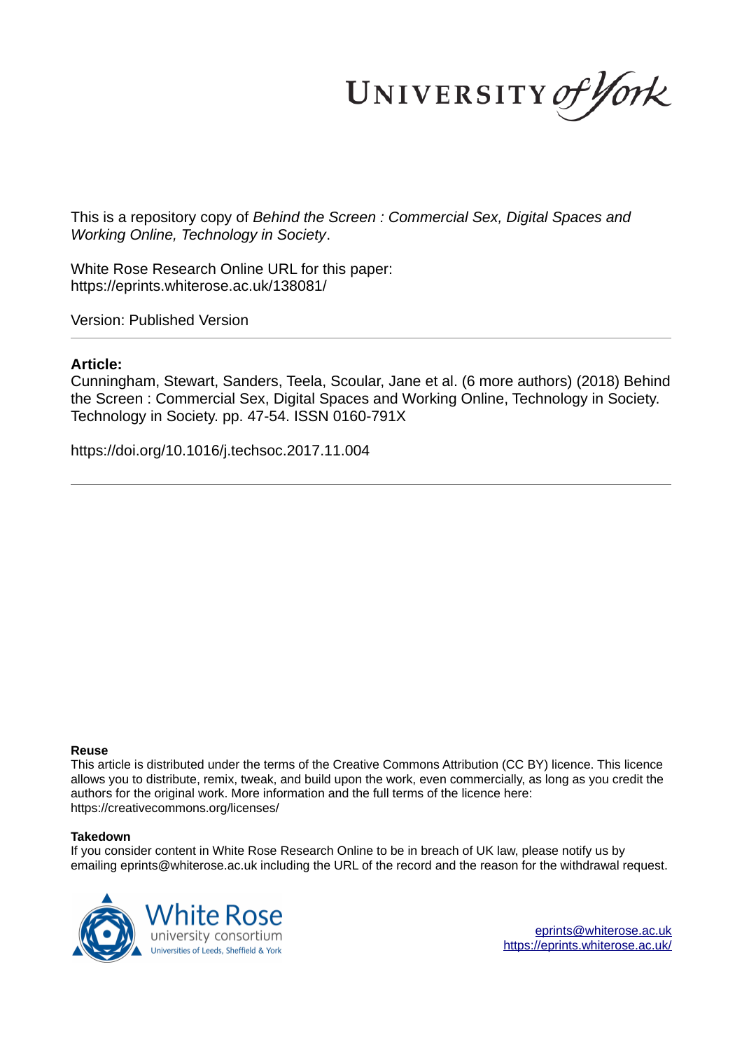This is a repository copy of *Behind the Screen : Commercial Sex, Digital Spaces and Working Online, Technology in Society*.

White Rose Research Online URL for this paper:
https://eprints.whiterose.ac.uk/138081/

Version: Published Version

## Article:

Cunningham, Stewart, Sanders, Teela, Scoular, Jane et al. (6 more authors) (2018) Behind the Screen : Commercial Sex, Digital Spaces and Working Online, Technology in Society. Technology in Society. pp. 47-54. ISSN 0160-791X

https://doi.org/10.1016/j.techsoc.2017.11.004

**Reuse**

This article is distributed under the terms of the Creative Commons Attribution (CC BY) licence. This licence allows you to distribute, remix, tweak, and build upon the work, even commercially, as long as you credit the authors for the original work. More information and the full terms of the licence here: https://creativecommons.org/licenses/

**Takedown**

If you consider content in White Rose Research Online to be in breach of UK law, please notify us by emailing eprints@whiterose.ac.uk including the URL of the record and the reason for the withdrawal request.

eprints@whiterose.ac.uk
https://eprints.whiterose.ac.uk/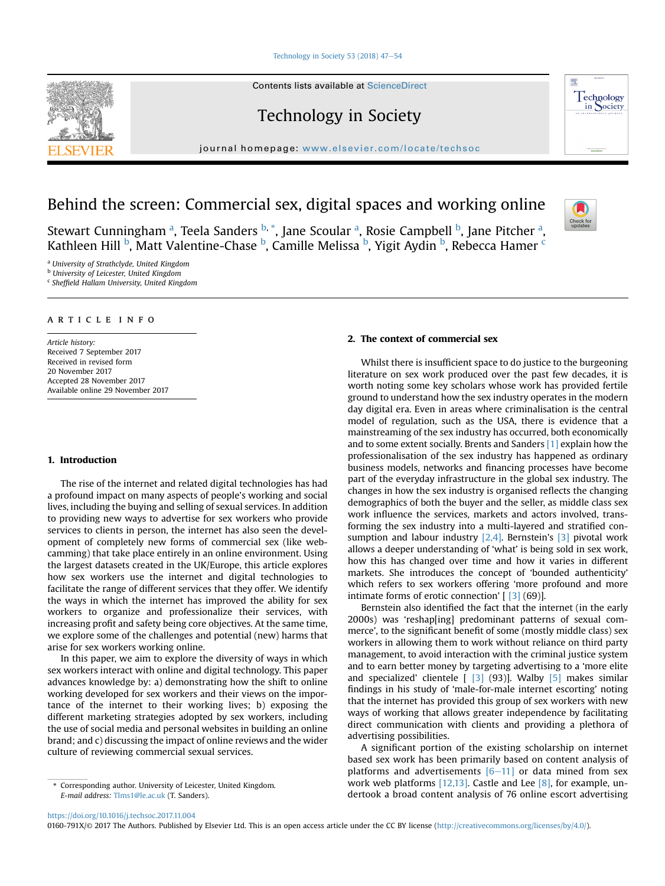# Behind the screen: Commercial sex, digital spaces and working online

Stewart Cunningham [a], Teela Sanders [b,*], Jane Scoular [a], Rosie Campbell [b], Jane Pitcher [a], Kathleen Hill [b], Matt Valentine-Chase [b], Camille Melissa [b], Yigit Aydin [b], Rebecca Hamer [c]

[a] University of Strathclyde, United Kingdom
[b] University of Leicester, United Kingdom
[c] Sheffield Hallam University, United Kingdom

ARTICLE INFO

*Article history:*
Received 7 September 2017
Received in revised form
20 November 2017
Accepted 28 November 2017
Available online 29 November 2017

## 1. Introduction

The rise of the internet and related digital technologies has had a profound impact on many aspects of people's working and social lives, including the buying and selling of sexual services. In addition to providing new ways to advertise for sex workers who provide services to clients in person, the internet has also seen the development of completely new forms of commercial sex (like webcamming) that take place entirely in an online environment. Using the largest datasets created in the UK/Europe, this article explores how sex workers use the internet and digital technologies to facilitate the range of different services that they offer. We identify the ways in which the internet has improved the ability for sex workers to organize and professionalize their services, with increasing profit and safety being core objectives. At the same time, we explore some of the challenges and potential (new) harms that arise for sex workers working online.

In this paper, we aim to explore the diversity of ways in which sex workers interact with online and digital technology. This paper advances knowledge by: a) demonstrating how the shift to online working developed for sex workers and their views on the importance of the internet to their working lives; b) exposing the different marketing strategies adopted by sex workers, including the use of social media and personal websites in building an online brand; and c) discussing the impact of online reviews and the wider culture of reviewing commercial sexual services.

## 2. The context of commercial sex

Whilst there is insufficient space to do justice to the burgeoning literature on sex work produced over the past few decades, it is worth noting some key scholars whose work has provided fertile ground to understand how the sex industry operates in the modern day digital era. Even in areas where criminalisation is the central model of regulation, such as the USA, there is evidence that a mainstreaming of the sex industry has occurred, both economically and to some extent socially. Brents and Sanders [1] explain how the professionalisation of the sex industry has happened as ordinary business models, networks and financing processes have become part of the everyday infrastructure in the global sex industry. The changes in how the sex industry is organised reflects the changing demographics of both the buyer and the seller, as middle class sex work influence the services, markets and actors involved, transforming the sex industry into a multi-layered and stratified consumption and labour industry [2,4]. Bernstein's [3] pivotal work allows a deeper understanding of 'what' is being sold in sex work, how this has changed over time and how it varies in different markets. She introduces the concept of 'bounded authenticity' which refers to sex workers offering 'more profound and more intimate forms of erotic connection' [ [3] (69)].

Bernstein also identified the fact that the internet (in the early 2000s) was 'reshap[ing] predominant patterns of sexual commerce', to the significant benefit of some (mostly middle class) sex workers in allowing them to work without reliance on third party management, to avoid interaction with the criminal justice system and to earn better money by targeting advertising to a 'more elite and specialized' clientele [ [3] (93)]. Walby [5] makes similar findings in his study of 'male-for-male internet escorting' noting that the internet has provided this group of sex workers with new ways of working that allows greater independence by facilitating direct communication with clients and providing a plethora of advertising possibilities.

A significant portion of the existing scholarship on internet based sex work has been primarily based on content analysis of platforms and advertisements [6–11] or data mined from sex work web platforms [12,13]. Castle and Lee [8], for example, undertook a broad content analysis of 76 online escort advertising

* Corresponding author. University of Leicester, United Kingdom.
*E-mail address:* Tlms1@le.ac.uk (T. Sanders).

https://doi.org/10.1016/j.techsoc.2017.11.004
0160-791X/© 2017 The Authors. Published by Elsevier Ltd. This is an open access article under the CC BY license (http://creativecommons.org/licenses/by/4.0/).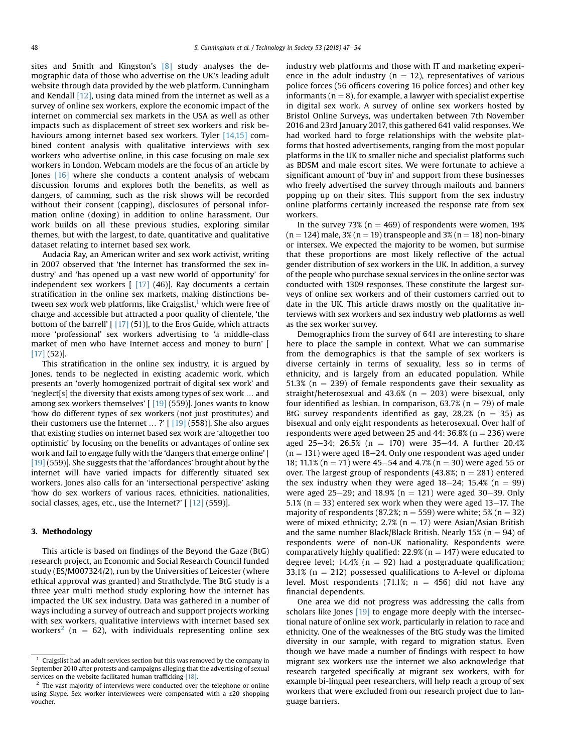sites and Smith and Kingston's [8] study analyses the demographic data of those who advertise on the UK's leading adult website through data provided by the web platform. Cunningham and Kendall [12], using data mined from the internet as well as a survey of online sex workers, explore the economic impact of the internet on commercial sex markets in the USA as well as other impacts such as displacement of street sex workers and risk behaviours among internet based sex workers. Tyler [14,15] combined content analysis with qualitative interviews with sex workers who advertise online, in this case focusing on male sex workers in London. Webcam models are the focus of an article by Jones [16] where she conducts a content analysis of webcam discussion forums and explores both the benefits, as well as dangers, of camming, such as the risk shows will be recorded without their consent (capping), disclosures of personal information online (doxing) in addition to online harassment. Our work builds on all these previous studies, exploring similar themes, but with the largest, to date, quantitative and qualitative dataset relating to internet based sex work.

Audacia Ray, an American writer and sex work activist, writing in 2007 observed that 'the Internet has transformed the sex industry' and 'has opened up a vast new world of opportunity' for independent sex workers [ [17] (46)]. Ray documents a certain stratification in the online sex markets, making distinctions between sex work web platforms, like Craigslist,[1] which were free of charge and accessible but attracted a poor quality of clientele, 'the bottom of the barrell' [ [17] (51)], to the Eros Guide, which attracts more 'professional' sex workers advertising to 'a middle-class market of men who have Internet access and money to burn' [ [17] (52)].

This stratification in the online sex industry, it is argued by Jones, tends to be neglected in existing academic work, which presents an 'overly homogenized portrait of digital sex work' and 'neglect[s] the diversity that exists among types of sex work … and among sex workers themselves' [ [19] (559)]. Jones wants to know 'how do different types of sex workers (not just prostitutes) and their customers use the Internet … ?' [ [19] (558)]. She also argues that existing studies on internet based sex work are 'altogether too optimistic' by focusing on the benefits or advantages of online sex work and fail to engage fully with the 'dangers that emerge online' [ [19] (559)]. She suggests that the 'affordances' brought about by the internet will have varied impacts for differently situated sex workers. Jones also calls for an 'intersectional perspective' asking 'how do sex workers of various races, ethnicities, nationalities, social classes, ages, etc., use the Internet?' [ [12] (559)].

## 3. Methodology

This article is based on findings of the Beyond the Gaze (BtG) research project, an Economic and Social Research Council funded study (ES/M007324/2), run by the Universities of Leicester (where ethical approval was granted) and Strathclyde. The BtG study is a three year multi method study exploring how the internet has impacted the UK sex industry. Data was gathered in a number of ways including a survey of outreach and support projects working with sex workers, qualitative interviews with internet based sex workers[2] (n = 62), with individuals representing online sex industry web platforms and those with IT and marketing experience in the adult industry (n = 12), representatives of various police forces (56 officers covering 16 police forces) and other key informants (n = 8), for example, a lawyer with specialist expertise in digital sex work. A survey of online sex workers hosted by Bristol Online Surveys, was undertaken between 7th November 2016 and 23rd January 2017, this gathered 641 valid responses. We had worked hard to forge relationships with the website platforms that hosted advertisements, ranging from the most popular platforms in the UK to smaller niche and specialist platforms such as BDSM and male escort sites. We were fortunate to achieve a significant amount of 'buy in' and support from these businesses who freely advertised the survey through mailouts and banners popping up on their sites. This support from the sex industry online platforms certainly increased the response rate from sex workers.

In the survey 73% (n = 469) of respondents were women, 19% (n = 124) male, 3% (n = 19) transpeople and 3% (n = 18) non-binary or intersex. We expected the majority to be women, but surmise that these proportions are most likely reflective of the actual gender distribution of sex workers in the UK. In addition, a survey of the people who purchase sexual services in the online sector was conducted with 1309 responses. These constitute the largest surveys of online sex workers and of their customers carried out to date in the UK. This article draws mostly on the qualitative interviews with sex workers and sex industry web platforms as well as the sex worker survey.

Demographics from the survey of 641 are interesting to share here to place the sample in context. What we can summarise from the demographics is that the sample of sex workers is diverse certainly in terms of sexuality, less so in terms of ethnicity, and is largely from an educated population. While 51.3% (n = 239) of female respondents gave their sexuality as straight/heterosexual and 43.6% (n = 203) were bisexual, only four identified as lesbian. In comparison, 63.7% (n = 79) of male BtG survey respondents identified as gay, 28.2% (n = 35) as bisexual and only eight respondents as heterosexual. Over half of respondents were aged between 25 and 44: 36.8% (n = 236) were aged 25–34; 26.5% (n = 170) were 35–44. A further 20.4% (n = 131) were aged 18–24. Only one respondent was aged under 18; 11.1% (n = 71) were 45–54 and 4.7% (n = 30) were aged 55 or over. The largest group of respondents (43.8%; n = 281) entered the sex industry when they were aged 18–24; 15.4% (n = 99) were aged 25–29; and 18.9% (n = 121) were aged 30–39. Only 5.1% (n = 33) entered sex work when they were aged 13–17. The majority of respondents (87.2%; n = 559) were white; 5% (n = 32) were of mixed ethnicity; 2.7% (n = 17) were Asian/Asian British and the same number Black/Black British. Nearly 15% (n = 94) of respondents were of non-UK nationality. Respondents were comparatively highly qualified: 22.9% (n = 147) were educated to degree level; 14.4% (n = 92) had a postgraduate qualification; 33.1% (n = 212) possessed qualifications to A-level or diploma level. Most respondents (71.1%; n = 456) did not have any financial dependents.

One area we did not progress was addressing the calls from scholars like Jones [19] to engage more deeply with the intersectional nature of online sex work, particularly in relation to race and ethnicity. One of the weaknesses of the BtG study was the limited diversity in our sample, with regard to migration status. Even though we have made a number of findings with respect to how migrant sex workers use the internet we also acknowledge that research targeted specifically at migrant sex workers, with for example bi-lingual peer researchers, will help reach a group of sex workers that were excluded from our research project due to language barriers.

[1] Craigslist had an adult services section but this was removed by the company in September 2010 after protests and campaigns alleging that the advertising of sexual services on the website facilitated human trafficking [18].

[2] The vast majority of interviews were conducted over the telephone or online using Skype. Sex worker interviewees were compensated with a £20 shopping voucher.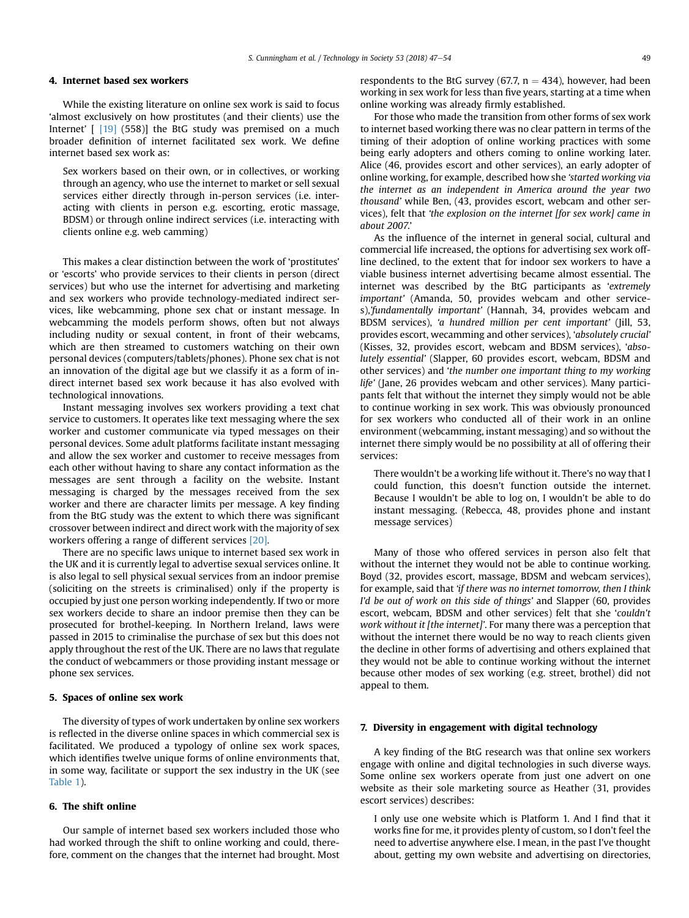## 4. Internet based sex workers

While the existing literature on online sex work is said to focus 'almost exclusively on how prostitutes (and their clients) use the Internet' [ [19] (558)] the BtG study was premised on a much broader definition of internet facilitated sex work. We define internet based sex work as:

> Sex workers based on their own, or in collectives, or working through an agency, who use the internet to market or sell sexual services either directly through in-person services (i.e. interacting with clients in person e.g. escorting, erotic massage, BDSM) or through online indirect services (i.e. interacting with clients online e.g. web camming)

This makes a clear distinction between the work of 'prostitutes' or 'escorts' who provide services to their clients in person (direct services) but who use the internet for advertising and marketing and sex workers who provide technology-mediated indirect services, like webcamming, phone sex chat or instant message. In webcamming the models perform shows, often but not always including nudity or sexual content, in front of their webcams, which are then streamed to customers watching on their own personal devices (computers/tablets/phones). Phone sex chat is not an innovation of the digital age but we classify it as a form of indirect internet based sex work because it has also evolved with technological innovations.

Instant messaging involves sex workers providing a text chat service to customers. It operates like text messaging where the sex worker and customer communicate via typed messages on their personal devices. Some adult platforms facilitate instant messaging and allow the sex worker and customer to receive messages from each other without having to share any contact information as the messages are sent through a facility on the website. Instant messaging is charged by the messages received from the sex worker and there are character limits per message. A key finding from the BtG study was the extent to which there was significant crossover between indirect and direct work with the majority of sex workers offering a range of different services [20].

There are no specific laws unique to internet based sex work in the UK and it is currently legal to advertise sexual services online. It is also legal to sell physical sexual services from an indoor premise (soliciting on the streets is criminalised) only if the property is occupied by just one person working independently. If two or more sex workers decide to share an indoor premise then they can be prosecuted for brothel-keeping. In Northern Ireland, laws were passed in 2015 to criminalise the purchase of sex but this does not apply throughout the rest of the UK. There are no laws that regulate the conduct of webcammers or those providing instant message or phone sex services.

## 5. Spaces of online sex work

The diversity of types of work undertaken by online sex workers is reflected in the diverse online spaces in which commercial sex is facilitated. We produced a typology of online sex work spaces, which identifies twelve unique forms of online environments that, in some way, facilitate or support the sex industry in the UK (see Table 1).

## 6. The shift online

Our sample of internet based sex workers included those who had worked through the shift to online working and could, therefore, comment on the changes that the internet had brought. Most respondents to the BtG survey (67.7, n = 434), however, had been working in sex work for less than five years, starting at a time when online working was already firmly established.

For those who made the transition from other forms of sex work to internet based working there was no clear pattern in terms of the timing of their adoption of online working practices with some being early adopters and others coming to online working later. Alice (46, provides escort and other services), an early adopter of online working, for example, described how she *'started working via the internet as an independent in America around the year two thousand'* while Ben, (43, provides escort, webcam and other services), felt that *'the explosion on the internet [for sex work] came in about 2007.'*

As the influence of the internet in general social, cultural and commercial life increased, the options for advertising sex work offline declined, to the extent that for indoor sex workers to have a viable business internet advertising became almost essential. The internet was described by the BtG participants as *'extremely important'* (Amanda, 50, provides webcam and other services),*'fundamentally important'* (Hannah, 34, provides webcam and BDSM services), *'a hundred million per cent important'* (Jill, 53, provides escort, wecamming and other services), *'absolutely crucial'* (Kisses, 32, provides escort, webcam and BDSM services), *'absolutely essential'* (Slapper, 60 provides escort, webcam, BDSM and other services) and *'the number one important thing to my working life'* (Jane, 26 provides webcam and other services). Many participants felt that without the internet they simply would not be able to continue working in sex work. This was obviously pronounced for sex workers who conducted all of their work in an online environment (webcamming, instant messaging) and so without the internet there simply would be no possibility at all of offering their services:

> There wouldn't be a working life without it. There's no way that I could function, this doesn't function outside the internet. Because I wouldn't be able to log on, I wouldn't be able to do instant messaging. (Rebecca, 48, provides phone and instant message services)

Many of those who offered services in person also felt that without the internet they would not be able to continue working. Boyd (32, provides escort, massage, BDSM and webcam services), for example, said that *'if there was no internet tomorrow, then I think I'd be out of work on this side of things'* and Slapper (60, provides escort, webcam, BDSM and other services) felt that she *'couldn't work without it [the internet]'*. For many there was a perception that without the internet there would be no way to reach clients given the decline in other forms of advertising and others explained that they would not be able to continue working without the internet because other modes of sex working (e.g. street, brothel) did not appeal to them.

## 7. Diversity in engagement with digital technology

A key finding of the BtG research was that online sex workers engage with online and digital technologies in such diverse ways. Some online sex workers operate from just one advert on one website as their sole marketing source as Heather (31, provides escort services) describes:

> I only use one website which is Platform 1. And I find that it works fine for me, it provides plenty of custom, so I don't feel the need to advertise anywhere else. I mean, in the past I've thought about, getting my own website and advertising on directories,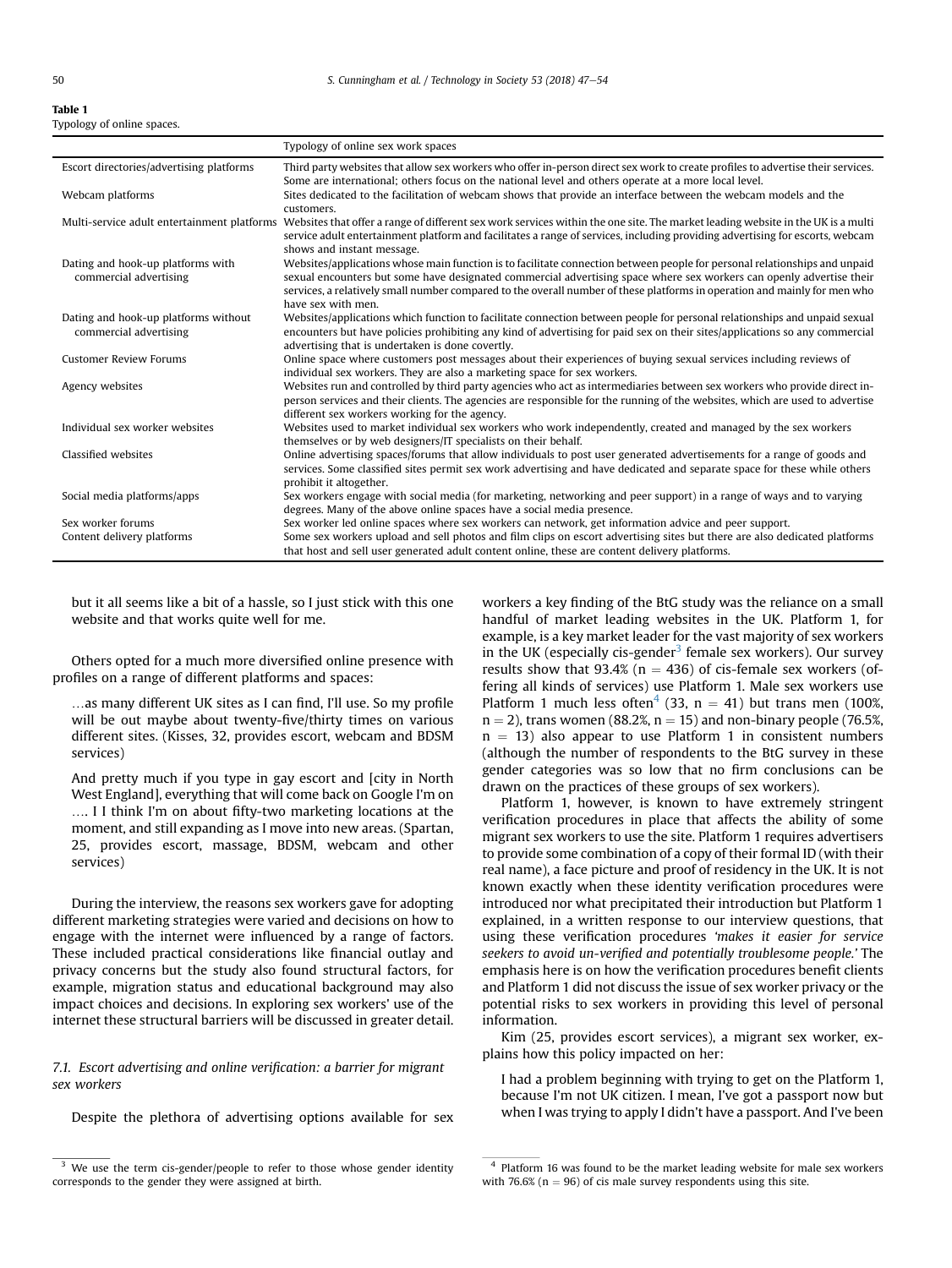**Table 1**
Typology of online spaces.

| | Typology of online sex work spaces |
|---|---|
| Escort directories/advertising platforms | Third party websites that allow sex workers who offer in-person direct sex work to create profiles to advertise their services. Some are international; others focus on the national level and others operate at a more local level. |
| Webcam platforms | Sites dedicated to the facilitation of webcam shows that provide an interface between the webcam models and the customers. |
| Multi-service adult entertainment platforms | Websites that offer a range of different sex work services within the one site. The market leading website in the UK is a multi service adult entertainment platform and facilitates a range of services, including providing advertising for escorts, webcam shows and instant message. |
| Dating and hook-up platforms with commercial advertising | Websites/applications whose main function is to facilitate connection between people for personal relationships and unpaid sexual encounters but some have designated commercial advertising space where sex workers can openly advertise their services, a relatively small number compared to the overall number of these platforms in operation and mainly for men who have sex with men. |
| Dating and hook-up platforms without commercial advertising | Websites/applications which function to facilitate connection between people for personal relationships and unpaid sexual encounters but have policies prohibiting any kind of advertising for paid sex on their sites/applications so any commercial advertising that is undertaken is done covertly. |
| Customer Review Forums | Online space where customers post messages about their experiences of buying sexual services including reviews of individual sex workers. They are also a marketing space for sex workers. |
| Agency websites | Websites run and controlled by third party agencies who act as intermediaries between sex workers who provide direct in-person services and their clients. The agencies are responsible for the running of the websites, which are used to advertise different sex workers working for the agency. |
| Individual sex worker websites | Websites used to market individual sex workers who work independently, created and managed by the sex workers themselves or by web designers/IT specialists on their behalf. |
| Classified websites | Online advertising spaces/forums that allow individuals to post user generated advertisements for a range of goods and services. Some classified sites permit sex work advertising and have dedicated and separate space for these while others prohibit it altogether. |
| Social media platforms/apps | Sex workers engage with social media (for marketing, networking and peer support) in a range of ways and to varying degrees. Many of the above online spaces have a social media presence. |
| Sex worker forums | Sex worker led online spaces where sex workers can network, get information advice and peer support. |
| Content delivery platforms | Some sex workers upload and sell photos and film clips on escort advertising sites but there are also dedicated platforms that host and sell user generated adult content online, these are content delivery platforms. |

> but it all seems like a bit of a hassle, so I just stick with this one website and that works quite well for me.

Others opted for a much more diversified online presence with profiles on a range of different platforms and spaces:

> …as many different UK sites as I can find, I'll use. So my profile will be out maybe about twenty-five/thirty times on various different sites. (Kisses, 32, provides escort, webcam and BDSM services)

> And pretty much if you type in gay escort and [city in North West England], everything that will come back on Google I'm on …. I I think I'm on about fifty-two marketing locations at the moment, and still expanding as I move into new areas. (Spartan, 25, provides escort, massage, BDSM, webcam and other services)

During the interview, the reasons sex workers gave for adopting different marketing strategies were varied and decisions on how to engage with the internet were influenced by a range of factors. These included practical considerations like financial outlay and privacy concerns but the study also found structural factors, for example, migration status and educational background may also impact choices and decisions. In exploring sex workers' use of the internet these structural barriers will be discussed in greater detail.

### 7.1. Escort advertising and online verification: a barrier for migrant sex workers

Despite the plethora of advertising options available for sex workers a key finding of the BtG study was the reliance on a small handful of market leading websites in the UK. Platform 1, for example, is a key market leader for the vast majority of sex workers in the UK (especially cis-gender[3] female sex workers). Our survey results show that 93.4% (n = 436) of cis-female sex workers (offering all kinds of services) use Platform 1. Male sex workers use Platform 1 much less often[4] (33, n = 41) but trans men (100%, n = 2), trans women (88.2%, n = 15) and non-binary people (76.5%, n = 13) also appear to use Platform 1 in consistent numbers (although the number of respondents to the BtG survey in these gender categories was so low that no firm conclusions can be drawn on the practices of these groups of sex workers).

Platform 1, however, is known to have extremely stringent verification procedures in place that affects the ability of some migrant sex workers to use the site. Platform 1 requires advertisers to provide some combination of a copy of their formal ID (with their real name), a face picture and proof of residency in the UK. It is not known exactly when these identity verification procedures were introduced nor what precipitated their introduction but Platform 1 explained, in a written response to our interview questions, that using these verification procedures *'makes it easier for service seekers to avoid un-verified and potentially troublesome people.'* The emphasis here is on how the verification procedures benefit clients and Platform 1 did not discuss the issue of sex worker privacy or the potential risks to sex workers in providing this level of personal information.

Kim (25, provides escort services), a migrant sex worker, explains how this policy impacted on her:

> I had a problem beginning with trying to get on the Platform 1, because I'm not UK citizen. I mean, I've got a passport now but when I was trying to apply I didn't have a passport. And I've been

---

[3] We use the term cis-gender/people to refer to those whose gender identity corresponds to the gender they were assigned at birth.

[4] Platform 16 was found to be the market leading website for male sex workers with 76.6% (n = 96) of cis male survey respondents using this site.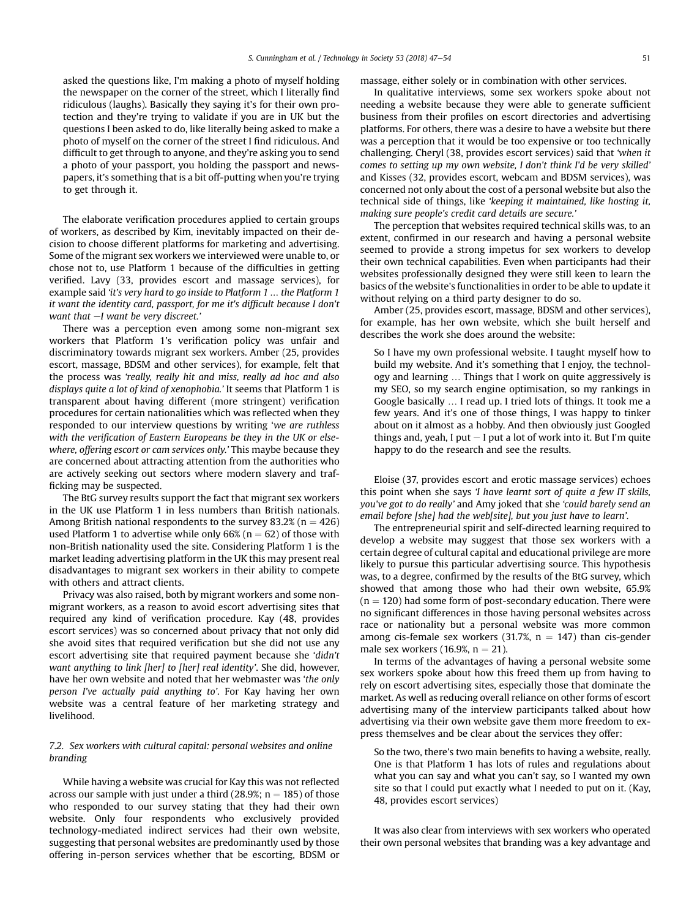asked the questions like, I'm making a photo of myself holding the newspaper on the corner of the street, which I literally find ridiculous (laughs). Basically they saying it's for their own protection and they're trying to validate if you are in UK but the questions I been asked to do, like literally being asked to make a photo of myself on the corner of the street I find ridiculous. And difficult to get through to anyone, and they're asking you to send a photo of your passport, you holding the passport and newspapers, it's something that is a bit off-putting when you're trying to get through it.

The elaborate verification procedures applied to certain groups of workers, as described by Kim, inevitably impacted on their decision to choose different platforms for marketing and advertising. Some of the migrant sex workers we interviewed were unable to, or chose not to, use Platform 1 because of the difficulties in getting verified. Lavy (33, provides escort and massage services), for example said *'it's very hard to go inside to Platform 1 … the Platform 1 it want the identity card, passport, for me it's difficult because I don't want that –I want be very discreet.'*

There was a perception even among some non-migrant sex workers that Platform 1's verification policy was unfair and discriminatory towards migrant sex workers. Amber (25, provides escort, massage, BDSM and other services), for example, felt that the process was *'really, really hit and miss, really ad hoc and also displays quite a lot of kind of xenophobia.'* It seems that Platform 1 is transparent about having different (more stringent) verification procedures for certain nationalities which was reflected when they responded to our interview questions by writing *'we are ruthless with the verification of Eastern Europeans be they in the UK or elsewhere, offering escort or cam services only.'* This maybe because they are concerned about attracting attention from the authorities who are actively seeking out sectors where modern slavery and trafficking may be suspected.

The BtG survey results support the fact that migrant sex workers in the UK use Platform 1 in less numbers than British nationals. Among British national respondents to the survey 83.2% ($n = 426$) used Platform 1 to advertise while only 66% ($n = 62$) of those with non-British nationality used the site. Considering Platform 1 is the market leading advertising platform in the UK this may present real disadvantages to migrant sex workers in their ability to compete with others and attract clients.

Privacy was also raised, both by migrant workers and some non-migrant workers, as a reason to avoid escort advertising sites that required any kind of verification procedure. Kay (48, provides escort services) was so concerned about privacy that not only did she avoid sites that required verification but she did not use any escort advertising site that required payment because she *'didn't want anything to link [her] to [her] real identity'*. She did, however, have her own website and noted that her webmaster was *'the only person I've actually paid anything to'*. For Kay having her own website was a central feature of her marketing strategy and livelihood.

### 7.2. Sex workers with cultural capital: personal websites and online branding

While having a website was crucial for Kay this was not reflected across our sample with just under a third (28.9%; $n = 185$) of those who responded to our survey stating that they had their own website. Only four respondents who exclusively provided technology-mediated indirect services had their own website, suggesting that personal websites are predominantly used by those offering in-person services whether that be escorting, BDSM or massage, either solely or in combination with other services.

In qualitative interviews, some sex workers spoke about not needing a website because they were able to generate sufficient business from their profiles on escort directories and advertising platforms. For others, there was a desire to have a website but there was a perception that it would be too expensive or too technically challenging. Cheryl (38, provides escort services) said that *'when it comes to setting up my own website, I don't think I'd be very skilled'* and Kisses (32, provides escort, webcam and BDSM services), was concerned not only about the cost of a personal website but also the technical side of things, like *'keeping it maintained, like hosting it, making sure people's credit card details are secure.'*

The perception that websites required technical skills was, to an extent, confirmed in our research and having a personal website seemed to provide a strong impetus for sex workers to develop their own technical capabilities. Even when participants had their websites professionally designed they were still keen to learn the basics of the website's functionalities in order to be able to update it without relying on a third party designer to do so.

Amber (25, provides escort, massage, BDSM and other services), for example, has her own website, which she built herself and describes the work she does around the website:

> So I have my own professional website. I taught myself how to build my website. And it's something that I enjoy, the technology and learning … Things that I work on quite aggressively is my SEO, so my search engine optimisation, so my rankings in Google basically … I read up. I tried lots of things. It took me a few years. And it's one of those things, I was happy to tinker about on it almost as a hobby. And then obviously just Googled things and, yeah, I put – I put a lot of work into it. But I'm quite happy to do the research and see the results.

Eloise (37, provides escort and erotic massage services) echoes this point when she says *'I have learnt sort of quite a few IT skills, you've got to do really'* and Amy joked that she *'could barely send an email before [she] had the web[site], but you just have to learn'*.

The entrepreneurial spirit and self-directed learning required to develop a website may suggest that those sex workers with a certain degree of cultural capital and educational privilege are more likely to pursue this particular advertising source. This hypothesis was, to a degree, confirmed by the results of the BtG survey, which showed that among those who had their own website, 65.9% ($n = 120$) had some form of post-secondary education. There were no significant differences in those having personal websites across race or nationality but a personal website was more common among cis-female sex workers (31.7%, $n = 147$) than cis-gender male sex workers (16.9%, $n = 21$).

In terms of the advantages of having a personal website some sex workers spoke about how this freed them up from having to rely on escort advertising sites, especially those that dominate the market. As well as reducing overall reliance on other forms of escort advertising many of the interview participants talked about how advertising via their own website gave them more freedom to express themselves and be clear about the services they offer:

> So the two, there's two main benefits to having a website, really. One is that Platform 1 has lots of rules and regulations about what you can say and what you can't say, so I wanted my own site so that I could put exactly what I needed to put on it. (Kay, 48, provides escort services)

It was also clear from interviews with sex workers who operated their own personal websites that branding was a key advantage and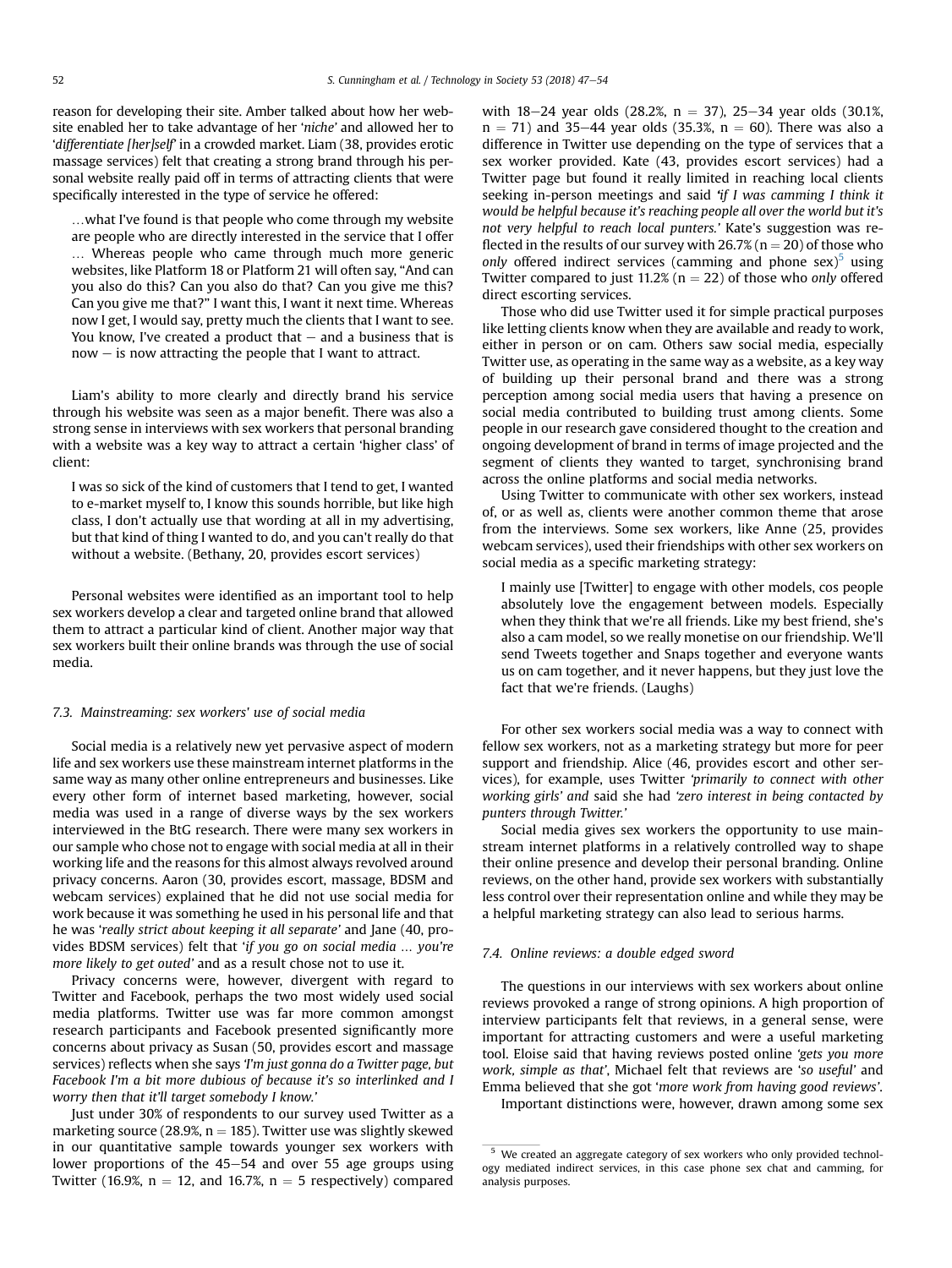reason for developing their site. Amber talked about how her website enabled her to take advantage of her '*niche*' and allowed her to '*differentiate [her]self*' in a crowded market. Liam (38, provides erotic massage services) felt that creating a strong brand through his personal website really paid off in terms of attracting clients that were specifically interested in the type of service he offered:

> …what I've found is that people who come through my website are people who are directly interested in the service that I offer … Whereas people who came through much more generic websites, like Platform 18 or Platform 21 will often say, "And can you also do this? Can you also do that? Can you give me this? Can you give me that?" I want this, I want it next time. Whereas now I get, I would say, pretty much the clients that I want to see. You know, I've created a product that – and a business that is now – is now attracting the people that I want to attract.

Liam's ability to more clearly and directly brand his service through his website was seen as a major benefit. There was also a strong sense in interviews with sex workers that personal branding with a website was a key way to attract a certain 'higher class' of client:

> I was so sick of the kind of customers that I tend to get, I wanted to e-market myself to, I know this sounds horrible, but like high class, I don't actually use that wording at all in my advertising, but that kind of thing I wanted to do, and you can't really do that without a website. (Bethany, 20, provides escort services)

Personal websites were identified as an important tool to help sex workers develop a clear and targeted online brand that allowed them to attract a particular kind of client. Another major way that sex workers built their online brands was through the use of social media.

### 7.3. Mainstreaming: sex workers' use of social media

Social media is a relatively new yet pervasive aspect of modern life and sex workers use these mainstream internet platforms in the same way as many other online entrepreneurs and businesses. Like every other form of internet based marketing, however, social media was used in a range of diverse ways by the sex workers interviewed in the BtG research. There were many sex workers in our sample who chose not to engage with social media at all in their working life and the reasons for this almost always revolved around privacy concerns. Aaron (30, provides escort, massage, BDSM and webcam services) explained that he did not use social media for work because it was something he used in his personal life and that he was '*really strict about keeping it all separate*' and Jane (40, provides BDSM services) felt that '*if you go on social media … you're more likely to get outed*' and as a result chose not to use it.

Privacy concerns were, however, divergent with regard to Twitter and Facebook, perhaps the two most widely used social media platforms. Twitter use was far more common amongst research participants and Facebook presented significantly more concerns about privacy as Susan (50, provides escort and massage services) reflects when she says '*I'm just gonna do a Twitter page, but Facebook I'm a bit more dubious of because it's so interlinked and I worry then that it'll target somebody I know.*'

Just under 30% of respondents to our survey used Twitter as a marketing source (28.9%, n = 185). Twitter use was slightly skewed in our quantitative sample towards younger sex workers with lower proportions of the 45–54 and over 55 age groups using Twitter (16.9%, n = 12, and 16.7%, n = 5 respectively) compared with 18–24 year olds (28.2%, n = 37), 25–34 year olds (30.1%, n = 71) and 35–44 year olds (35.3%, n = 60). There was also a difference in Twitter use depending on the type of services that a sex worker provided. Kate (43, provides escort services) had a Twitter page but found it really limited in reaching local clients seeking in-person meetings and said '*if I was camming I think it would be helpful because it's reaching people all over the world but it's not very helpful to reach local punters.*' Kate's suggestion was reflected in the results of our survey with 26.7% (n = 20) of those who *only* offered indirect services (camming and phone sex)[5] using Twitter compared to just 11.2% (n = 22) of those who *only* offered direct escorting services.

Those who did use Twitter used it for simple practical purposes like letting clients know when they are available and ready to work, either in person or on cam. Others saw social media, especially Twitter use, as operating in the same way as a website, as a key way of building up their personal brand and there was a strong perception among social media users that having a presence on social media contributed to building trust among clients. Some people in our research gave considered thought to the creation and ongoing development of brand in terms of image projected and the segment of clients they wanted to target, synchronising brand across the online platforms and social media networks.

Using Twitter to communicate with other sex workers, instead of, or as well as, clients were another common theme that arose from the interviews. Some sex workers, like Anne (25, provides webcam services), used their friendships with other sex workers on social media as a specific marketing strategy:

> I mainly use [Twitter] to engage with other models, cos people absolutely love the engagement between models. Especially when they think that we're all friends. Like my best friend, she's also a cam model, so we really monetise on our friendship. We'll send Tweets together and Snaps together and everyone wants us on cam together, and it never happens, but they just love the fact that we're friends. (Laughs)

For other sex workers social media was a way to connect with fellow sex workers, not as a marketing strategy but more for peer support and friendship. Alice (46, provides escort and other services), for example, uses Twitter '*primarily to connect with other working girls*' and said she had '*zero interest in being contacted by punters through Twitter.*'

Social media gives sex workers the opportunity to use mainstream internet platforms in a relatively controlled way to shape their online presence and develop their personal branding. Online reviews, on the other hand, provide sex workers with substantially less control over their representation online and while they may be a helpful marketing strategy can also lead to serious harms.

### 7.4. Online reviews: a double edged sword

The questions in our interviews with sex workers about online reviews provoked a range of strong opinions. A high proportion of interview participants felt that reviews, in a general sense, were important for attracting customers and were a useful marketing tool. Eloise said that having reviews posted online '*gets you more work, simple as that*', Michael felt that reviews are '*so useful*' and Emma believed that she got '*more work from having good reviews*'.

Important distinctions were, however, drawn among some sex

[5] We created an aggregate category of sex workers who only provided technology mediated indirect services, in this case phone sex chat and camming, for analysis purposes.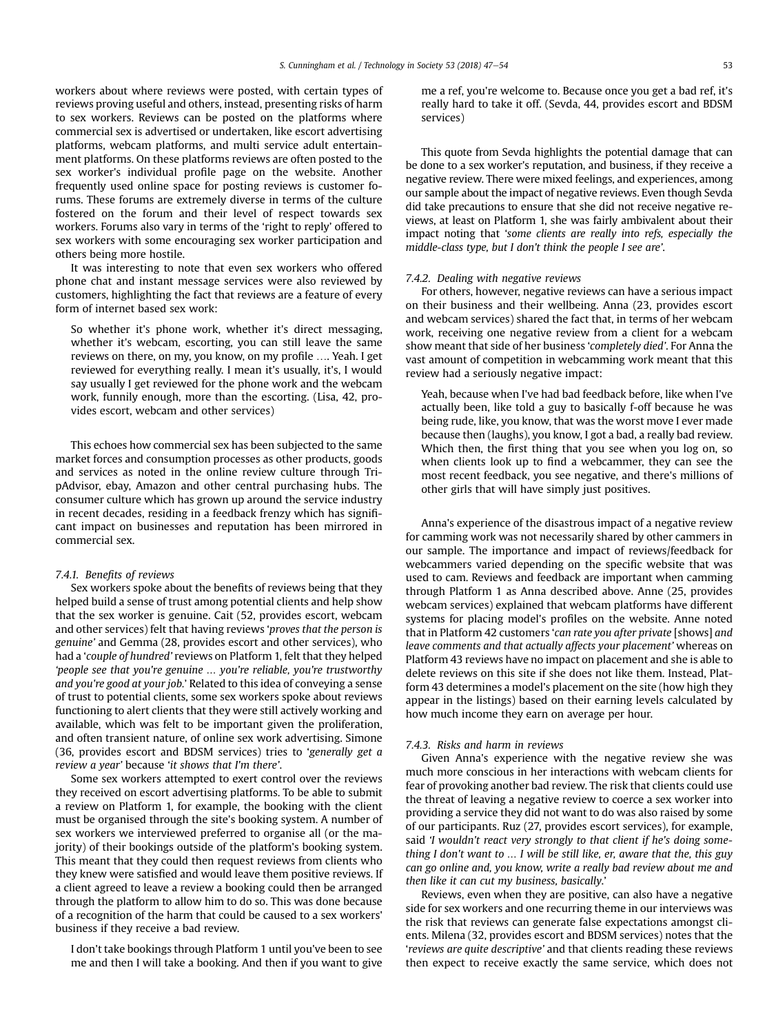workers about where reviews were posted, with certain types of reviews proving useful and others, instead, presenting risks of harm to sex workers. Reviews can be posted on the platforms where commercial sex is advertised or undertaken, like escort advertising platforms, webcam platforms, and multi service adult entertainment platforms. On these platforms reviews are often posted to the sex worker's individual profile page on the website. Another frequently used online space for posting reviews is customer forums. These forums are extremely diverse in terms of the culture fostered on the forum and their level of respect towards sex workers. Forums also vary in terms of the 'right to reply' offered to sex workers with some encouraging sex worker participation and others being more hostile.

It was interesting to note that even sex workers who offered phone chat and instant message services were also reviewed by customers, highlighting the fact that reviews are a feature of every form of internet based sex work:

> So whether it's phone work, whether it's direct messaging, whether it's webcam, escorting, you can still leave the same reviews on there, on my, you know, on my profile …. Yeah. I get reviewed for everything really. I mean it's usually, it's, I would say usually I get reviewed for the phone work and the webcam work, funnily enough, more than the escorting. (Lisa, 42, provides escort, webcam and other services)

This echoes how commercial sex has been subjected to the same market forces and consumption processes as other products, goods and services as noted in the online review culture through TripAdvisor, ebay, Amazon and other central purchasing hubs. The consumer culture which has grown up around the service industry in recent decades, residing in a feedback frenzy which has significant impact on businesses and reputation has been mirrored in commercial sex.

#### 7.4.1. Benefits of reviews

Sex workers spoke about the benefits of reviews being that they helped build a sense of trust among potential clients and help show that the sex worker is genuine. Cait (52, provides escort, webcam and other services) felt that having reviews '*proves that the person is genuine*' and Gemma (28, provides escort and other services), who had a '*couple of hundred*' reviews on Platform 1, felt that they helped '*people see that you're genuine … you're reliable, you're trustworthy and you're good at your job.*' Related to this idea of conveying a sense of trust to potential clients, some sex workers spoke about reviews functioning to alert clients that they were still actively working and available, which was felt to be important given the proliferation, and often transient nature, of online sex work advertising. Simone (36, provides escort and BDSM services) tries to '*generally get a review a year*' because '*it shows that I'm there*'.

Some sex workers attempted to exert control over the reviews they received on escort advertising platforms. To be able to submit a review on Platform 1, for example, the booking with the client must be organised through the site's booking system. A number of sex workers we interviewed preferred to organise all (or the majority) of their bookings outside of the platform's booking system. This meant that they could then request reviews from clients who they knew were satisfied and would leave them positive reviews. If a client agreed to leave a review a booking could then be arranged through the platform to allow him to do so. This was done because of a recognition of the harm that could be caused to a sex workers' business if they receive a bad review.

> I don't take bookings through Platform 1 until you've been to see me and then I will take a booking. And then if you want to give me a ref, you're welcome to. Because once you get a bad ref, it's really hard to take it off. (Sevda, 44, provides escort and BDSM services)

This quote from Sevda highlights the potential damage that can be done to a sex worker's reputation, and business, if they receive a negative review. There were mixed feelings, and experiences, among our sample about the impact of negative reviews. Even though Sevda did take precautions to ensure that she did not receive negative reviews, at least on Platform 1, she was fairly ambivalent about their impact noting that '*some clients are really into refs, especially the middle-class type, but I don't think the people I see are*'.

#### 7.4.2. Dealing with negative reviews

For others, however, negative reviews can have a serious impact on their business and their wellbeing. Anna (23, provides escort and webcam services) shared the fact that, in terms of her webcam work, receiving one negative review from a client for a webcam show meant that side of her business '*completely died*'. For Anna the vast amount of competition in webcamming work meant that this review had a seriously negative impact:

> Yeah, because when I've had bad feedback before, like when I've actually been, like told a guy to basically f-off because he was being rude, like, you know, that was the worst move I ever made because then (laughs), you know, I got a bad, a really bad review. Which then, the first thing that you see when you log on, so when clients look up to find a webcammer, they can see the most recent feedback, you see negative, and there's millions of other girls that will have simply just positives.

Anna's experience of the disastrous impact of a negative review for camming work was not necessarily shared by other cammers in our sample. The importance and impact of reviews/feedback for webcammers varied depending on the specific website that was used to cam. Reviews and feedback are important when camming through Platform 1 as Anna described above. Anne (25, provides webcam services) explained that webcam platforms have different systems for placing model's profiles on the website. Anne noted that in Platform 42 customers '*can rate you after private* [shows] *and leave comments and that actually affects your placement*' whereas on Platform 43 reviews have no impact on placement and she is able to delete reviews on this site if she does not like them. Instead, Platform 43 determines a model's placement on the site (how high they appear in the listings) based on their earning levels calculated by how much income they earn on average per hour.

#### 7.4.3. Risks and harm in reviews

Given Anna's experience with the negative review she was much more conscious in her interactions with webcam clients for fear of provoking another bad review. The risk that clients could use the threat of leaving a negative review to coerce a sex worker into providing a service they did not want to do was also raised by some of our participants. Ruz (27, provides escort services), for example, said '*I wouldn't react very strongly to that client if he's doing something I don't want to … I will be still like, er, aware that the, this guy can go online and, you know, write a really bad review about me and then like it can cut my business, basically.*'

Reviews, even when they are positive, can also have a negative side for sex workers and one recurring theme in our interviews was the risk that reviews can generate false expectations amongst clients. Milena (32, provides escort and BDSM services) notes that the '*reviews are quite descriptive*' and that clients reading these reviews then expect to receive exactly the same service, which does not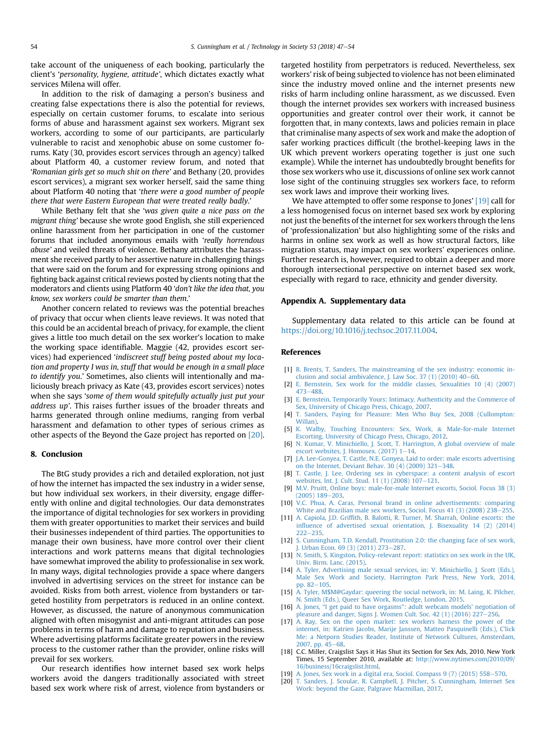take account of the uniqueness of each booking, particularly the client's '*personality, hygiene, attitude*', which dictates exactly what services Milena will offer.

In addition to the risk of damaging a person's business and creating false expectations there is also the potential for reviews, especially on certain customer forums, to escalate into serious forms of abuse and harassment against sex workers. Migrant sex workers, according to some of our participants, are particularly vulnerable to racist and xenophobic abuse on some customer forums. Katy (30, provides escort services through an agency) talked about Platform 40, a customer review forum, and noted that '*Romanian girls get so much shit on there*' and Bethany (20, provides escort services), a migrant sex worker herself, said the same thing about Platform 40 noting that '*there were a good number of people there that were Eastern European that were treated really badly.*'

While Bethany felt that she '*was given quite a nice pass on the migrant thing*' because she wrote good English, she still experienced online harassment from her participation in one of the customer forums that included anonymous emails with '*really horrendous abuse*' and veiled threats of violence. Bethany attributes the harassment she received partly to her assertive nature in challenging things that were said on the forum and for expressing strong opinions and fighting back against critical reviews posted by clients noting that the moderators and clients using Platform 40 '*don't like the idea that, you know, sex workers could be smarter than them.*'

Another concern related to reviews was the potential breaches of privacy that occur when clients leave reviews. It was noted that this could be an accidental breach of privacy, for example, the client gives a little too much detail on the sex worker's location to make the working space identifiable. Maggie (42, provides escort services) had experienced '*indiscreet stuff being posted about my location and property I was in, stuff that would be enough in a small place to identify you.*' Sometimes, also clients will intentionally and maliciously breach privacy as Kate (43, provides escort services) notes when she says '*some of them would spitefully actually just put your address up*'. This raises further issues of the broader threats and harms generated through online mediums, ranging from verbal harassment and defamation to other types of serious crimes as other aspects of the Beyond the Gaze project has reported on [20].

## 8. Conclusion

The BtG study provides a rich and detailed exploration, not just of how the internet has impacted the sex industry in a wider sense, but how individual sex workers, in their diversity, engage differently with online and digital technologies. Our data demonstrates the importance of digital technologies for sex workers in providing them with greater opportunities to market their services and build their businesses independent of third parties. The opportunities to manage their own business, have more control over their client interactions and work patterns means that digital technologies have somewhat improved the ability to professionalise in sex work. In many ways, digital technologies provide a space where dangers involved in advertising services on the street for instance can be avoided. Risks from both arrest, violence from bystanders or targeted hostility from perpetrators is reduced in an online context. However, as discussed, the nature of anonymous communication aligned with often misogynist and anti-migrant attitudes can pose problems in terms of harm and damage to reputation and business. Where advertising platforms facilitate greater powers in the review process to the customer rather than the provider, online risks will prevail for sex workers.

Our research identifies how internet based sex work helps workers avoid the dangers traditionally associated with street based sex work where risk of arrest, violence from bystanders or targeted hostility from perpetrators is reduced. Nevertheless, sex workers' risk of being subjected to violence has not been eliminated since the industry moved online and the internet presents new risks of harm including online harassment, as we discussed. Even though the internet provides sex workers with increased business opportunities and greater control over their work, it cannot be forgotten that, in many contexts, laws and policies remain in place that criminalise many aspects of sex work and make the adoption of safer working practices difficult (the brothel-keeping laws in the UK which prevent workers operating together is just one such example). While the internet has undoubtedly brought benefits for those sex workers who use it, discussions of online sex work cannot lose sight of the continuing struggles sex workers face, to reform sex work laws and improve their working lives.

We have attempted to offer some response to Jones' [19] call for a less homogenised focus on internet based sex work by exploring not just the benefits of the internet for sex workers through the lens of 'professionalization' but also highlighting some of the risks and harms in online sex work as well as how structural factors, like migration status, may impact on sex workers' experiences online. Further research is, however, required to obtain a deeper and more thorough intersectional perspective on internet based sex work, especially with regard to race, ethnicity and gender diversity.

## Appendix A. Supplementary data

Supplementary data related to this article can be found at https://doi.org/10.1016/j.techsoc.2017.11.004.

## References

[1] B. Brents, T. Sanders, The mainstreaming of the sex industry: economic inclusion and social ambivalence, J. Law Soc. 37 (1) (2010) 40–60.
[2] E. Bernstein, Sex work for the middle classes, Sexualities 10 (4) (2007) 473–488.
[3] E. Bernstein, Temporarily Yours: Intimacy, Authenticity and the Commerce of Sex, University of Chicago Press, Chicago, 2007.
[4] T. Sanders, Paying for Pleasure: Men Who Buy Sex, 2008 (Cullompton: Willan).
[5] K. Walby, Touching Encounters: Sex, Work, & Male-for-male Internet Escorting, University of Chicago Press, Chicago, 2012.
[6] N. Kumar, V. Minichiello, J. Scott, T. Harrington, A global overview of male escort websites, J. Homosex. (2017) 1–14.
[7] J.A. Lee-Gonyea, T. Castle, N.E. Gonyea, Laid to order: male escorts advertising on the Internet, Deviant Behav. 30 (4) (2009) 321–348.
[8] T. Castle, J. Lee, Ordering sex in cyberspace: a content analysis of escort websites, Int. J. Cult. Stud. 11 (1) (2008) 107–121.
[9] M.V. Pruitt, Online boys: male-for-male Internet escorts, Sociol. Focus 38 (3) (2005) 189–203.
[10] V.C. Phua, A. Caras, Personal brand in online advertisements: comparing White and Brazilian male sex workers, Sociol. Focus 41 (3) (2008) 238–255.
[11] A. Capiola, J.D. Griffith, B. Balotti, R. Turner, M. Sharrah, Online escorts: the influence of advertised sexual orientation, J. Bisexuality 14 (2) (2014) 222–235.
[12] S. Cunningham, T.D. Kendall, Prostitution 2.0: the changing face of sex work, J. Urban Econ. 69 (3) (2011) 273–287.
[13] N. Smith, S. Kingston, Policy-relevant report: statistics on sex work in the UK, Univ. Birm. Lanc. (2015).
[14] A. Tyler, Advertising male sexual services, in: V. Minichiello, J. Scott (Eds.), Male Sex Work and Society, Harrington Park Press, New York, 2014, pp. 82–105.
[15] A. Tyler, M$M@Gaydar: queering the social network, in: M. Laing, K. Pilcher, N. Smith (Eds.), Queer Sex Work, Routledge, London, 2015.
[16] A. Jones, "I get paid to have orgasms": adult webcam models' negotiation of pleasure and danger, Signs J. Women Cult. Soc. 42 (1) (2016) 227–256.
[17] A. Ray, Sex on the open market: sex workers harness the power of the internet, in: Katrien Jacobs, Marije Janssen, Matteo Pasquinelli (Eds.), C'lick Me: a Netporn Studies Reader, Institute of Network Cultures, Amsterdam, 2007, pp. 45–68.
[18] C.C. Miller, Craigslist Says it Has Shut its Section for Sex Ads, 2010. New York Times, 15 September 2010, available at: http://www.nytimes.com/2010/09/16/business/16craigslist.html.
[19] A. Jones, Sex work in a digital era, Sociol. Compass 9 (7) (2015) 558–570.
[20] T. Sanders, J. Scoular, R. Campbell, J. Pitcher, S. Cunningham, Internet Sex Work: beyond the Gaze, Palgrave Macmillan, 2017.